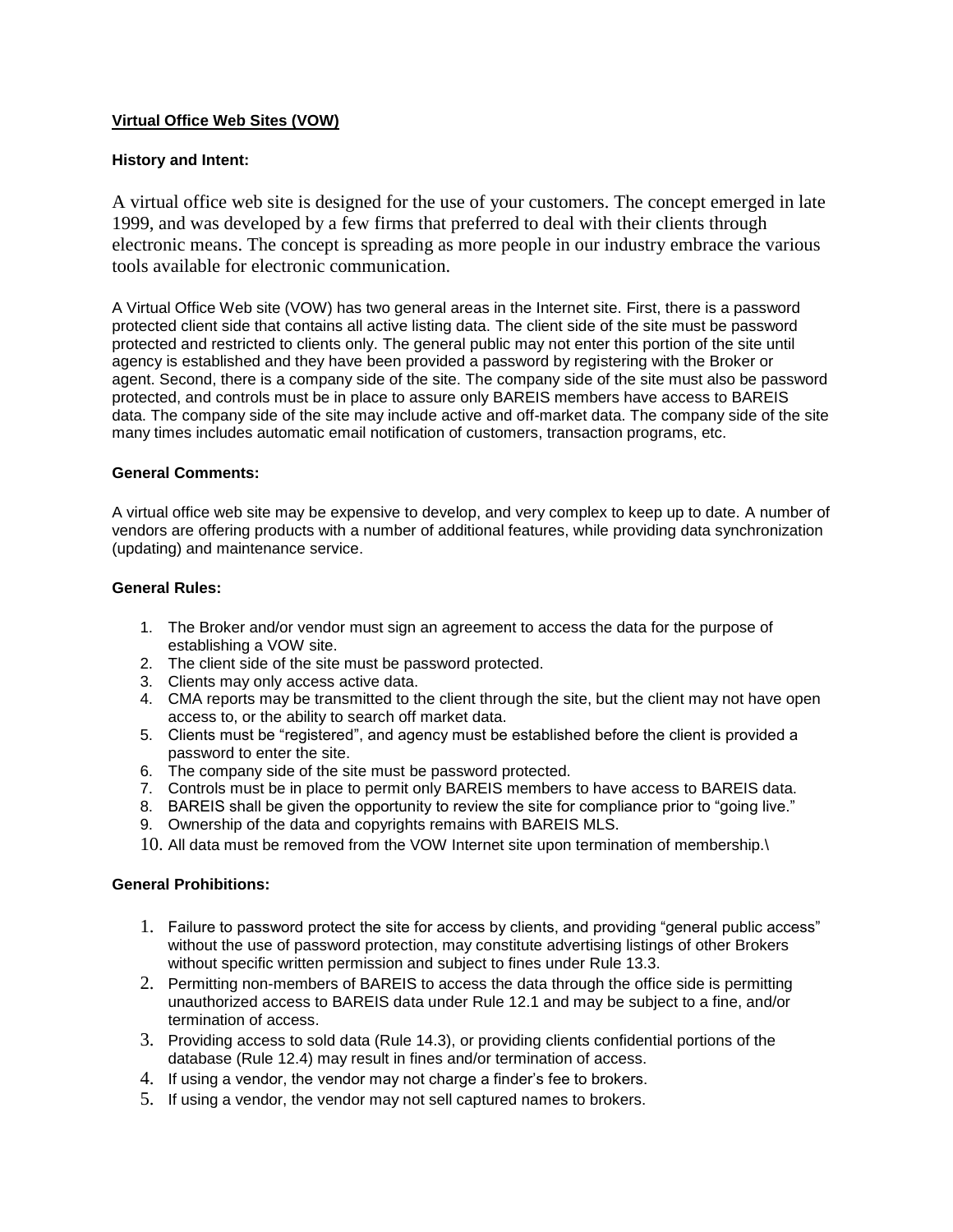**Virtual Office Web Sites (VOW)**

**History and Intent:**

A virtual office web site is designed for the use of your customers. The concept emerged in late 1999, and was developed by a few firms that preferred to deal with their clients through electronic means. The concept is spreading as more people in our industry embrace the various tools available for electronic communication.

A Virtual Office Web site (VOW) has two general areas in the Internet site. First, there is a password protected client side that contains all active listing data. The client side of the site must be password protected and restricted to clients only. The general public may not enter this portion of the site until agency is established and they have been provided a password by registering with the Broker or agent. Second, there is a company side of the site. The company side of the site must also be password protected, and controls must be in place to assure only BAREIS members have access to BAREIS data. The company side of the site may include active and off-market data. The company side of the site many times includes automatic email notification of customers, transaction programs, etc.

**General Comments:**

A virtual office web site may be expensive to develop, and very complex to keep up to date. A number of vendors are offering products with a number of additional features, while providing data synchronization (updating) and maintenance service.

**General Rules:**

1. The Broker and/or vendor must sign an agreement to access the data for the purpose of establishing a VOW site.
2. The client side of the site must be password protected.
3. Clients may only access active data.
4. CMA reports may be transmitted to the client through the site, but the client may not have open access to, or the ability to search off market data.
5. Clients must be "registered", and agency must be established before the client is provided a password to enter the site.
6. The company side of the site must be password protected.
7. Controls must be in place to permit only BAREIS members to have access to BAREIS data.
8. BAREIS shall be given the opportunity to review the site for compliance prior to "going live."
9. Ownership of the data and copyrights remains with BAREIS MLS.
10. All data must be removed from the VOW Internet site upon termination of membership.\

**General Prohibitions:**

1. Failure to password protect the site for access by clients, and providing "general public access" without the use of password protection, may constitute advertising listings of other Brokers without specific written permission and subject to fines under Rule 13.3.
2. Permitting non-members of BAREIS to access the data through the office side is permitting unauthorized access to BAREIS data under Rule 12.1 and may be subject to a fine, and/or termination of access.
3. Providing access to sold data (Rule 14.3), or providing clients confidential portions of the database (Rule 12.4) may result in fines and/or termination of access.
4. If using a vendor, the vendor may not charge a finder's fee to brokers.
5. If using a vendor, the vendor may not sell captured names to brokers.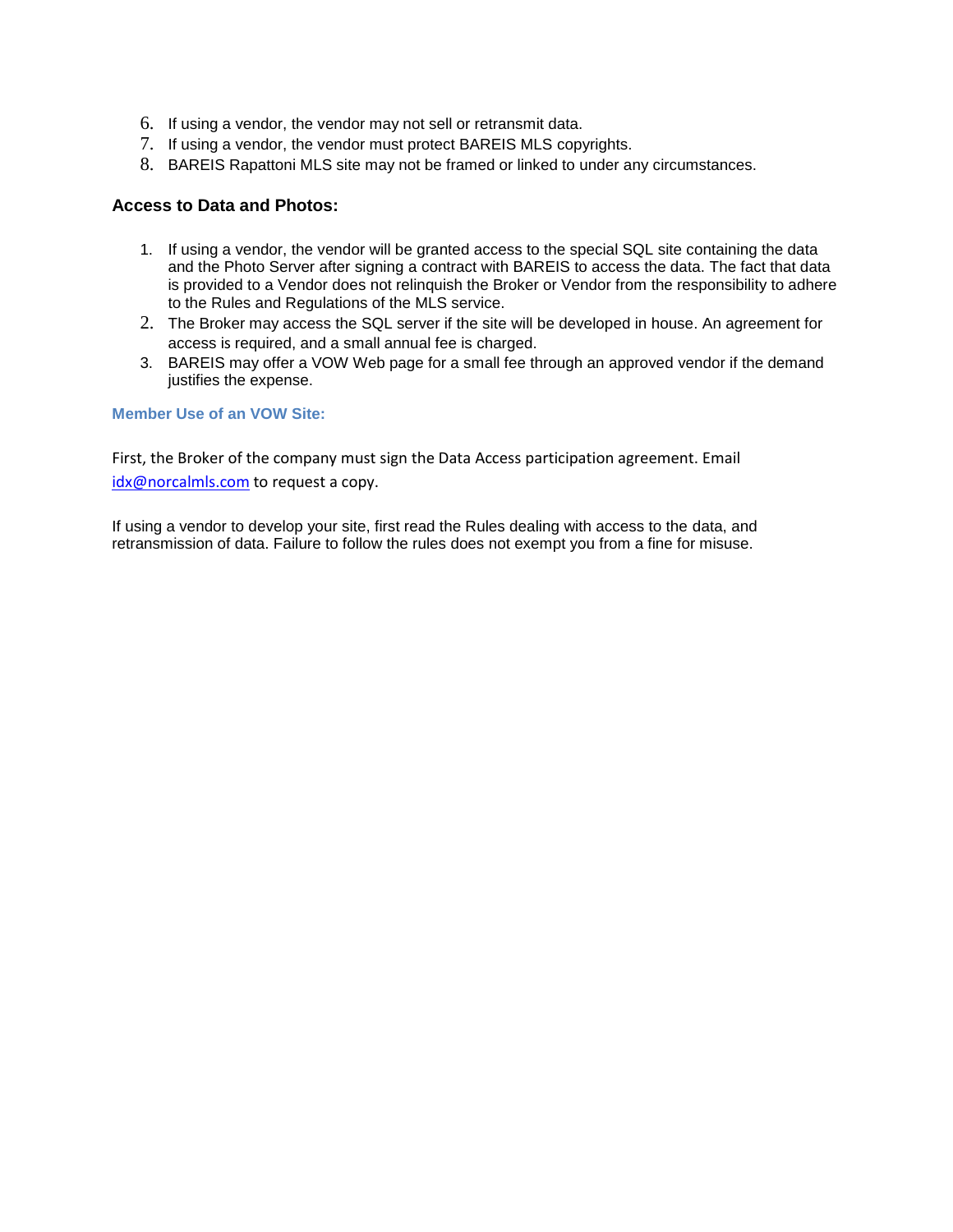6. If using a vendor, the vendor may not sell or retransmit data.
7. If using a vendor, the vendor must protect BAREIS MLS copyrights.
8. BAREIS Rapattoni MLS site may not be framed or linked to under any circumstances.

### Access to Data and Photos:

1. If using a vendor, the vendor will be granted access to the special SQL site containing the data and the Photo Server after signing a contract with BAREIS to access the data. The fact that data is provided to a Vendor does not relinquish the Broker or Vendor from the responsibility to adhere to the Rules and Regulations of the MLS service.
2. The Broker may access the SQL server if the site will be developed in house. An agreement for access is required, and a small annual fee is charged.
3. BAREIS may offer a VOW Web page for a small fee through an approved vendor if the demand justifies the expense.

#### Member Use of an VOW Site:

First, the Broker of the company must sign the Data Access participation agreement. Email idx@norcalmls.com to request a copy.

If using a vendor to develop your site, first read the Rules dealing with access to the data, and retransmission of data. Failure to follow the rules does not exempt you from a fine for misuse.